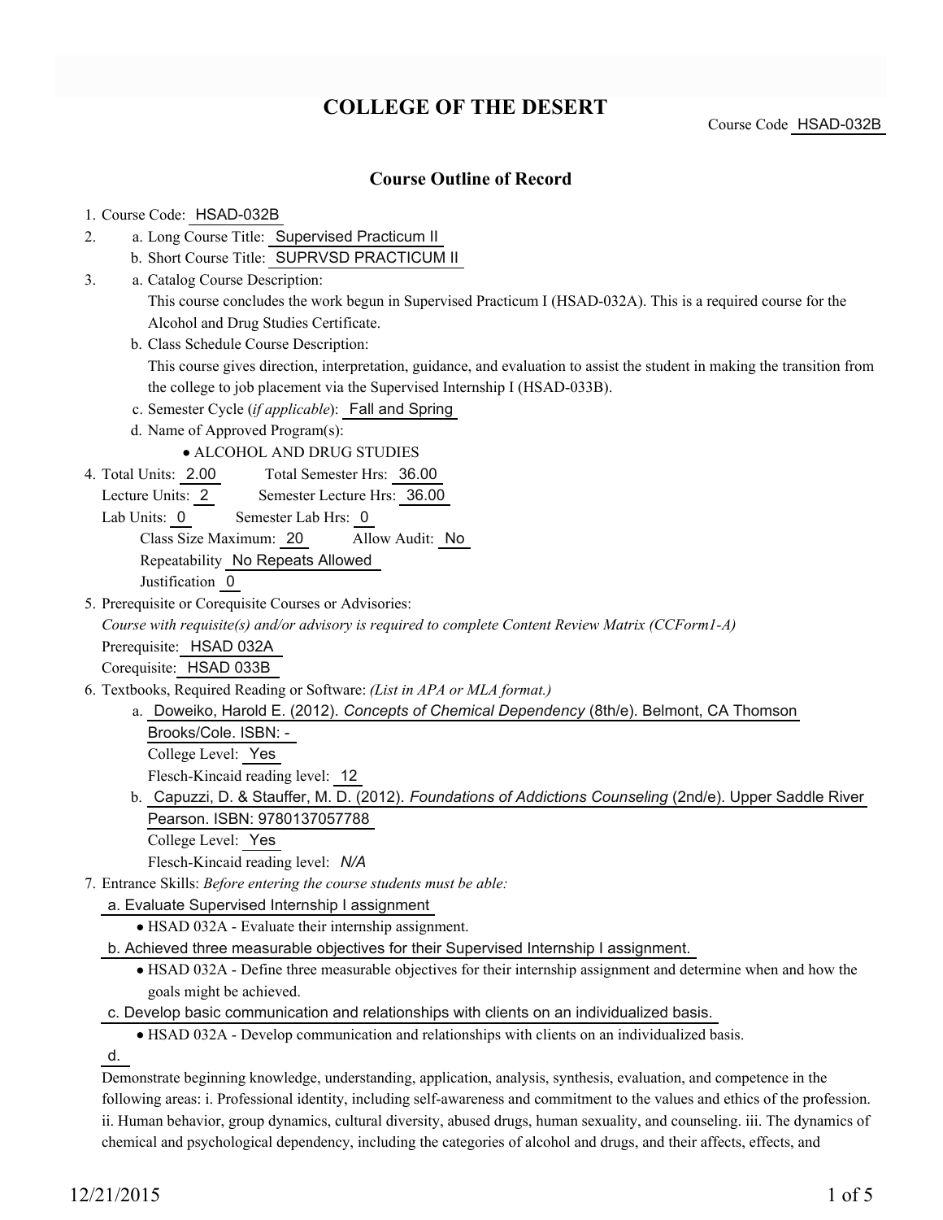# COLLEGE OF THE DESERT

Course Code HSAD-032B

## Course Outline of Record

1. Course Code: HSAD-032B
2. a. Long Course Title: Supervised Practicum II
   b. Short Course Title: SUPRVSD PRACTICUM II
3. a. Catalog Course Description:
   This course concludes the work begun in Supervised Practicum I (HSAD-032A). This is a required course for the Alcohol and Drug Studies Certificate.
   b. Class Schedule Course Description:
   This course gives direction, interpretation, guidance, and evaluation to assist the student in making the transition from the college to job placement via the Supervised Internship I (HSAD-033B).
   c. Semester Cycle (*if applicable*): Fall and Spring
   d. Name of Approved Program(s):
      - ALCOHOL AND DRUG STUDIES
4. Total Units: 2.00 Total Semester Hrs: 36.00
   Lecture Units: 2 Semester Lecture Hrs: 36.00
   Lab Units: 0 Semester Lab Hrs: 0
   Class Size Maximum: 20 Allow Audit: No
   Repeatability No Repeats Allowed
   Justification 0
5. Prerequisite or Corequisite Courses or Advisories:
   *Course with requisite(s) and/or advisory is required to complete Content Review Matrix (CCForm1-A)*
   Prerequisite: HSAD 032A
   Corequisite: HSAD 033B
6. Textbooks, Required Reading or Software: *(List in APA or MLA format.)*
   a. Doweiko, Harold E. (2012). *Concepts of Chemical Dependency* (8th/e). Belmont, CA Thomson Brooks/Cole. ISBN: -
      College Level: Yes
      Flesch-Kincaid reading level: 12
   b. Capuzzi, D. & Stauffer, M. D. (2012). *Foundations of Addictions Counseling* (2nd/e). Upper Saddle River Pearson. ISBN: 9780137057788
      College Level: Yes
      Flesch-Kincaid reading level: *N/A*
7. Entrance Skills: *Before entering the course students must be able:*
   a. Evaluate Supervised Internship I assignment
      - HSAD 032A - Evaluate their internship assignment.
   b. Achieved three measurable objectives for their Supervised Internship I assignment.
      - HSAD 032A - Define three measurable objectives for their internship assignment and determine when and how the goals might be achieved.
   c. Develop basic communication and relationships with clients on an individualized basis.
      - HSAD 032A - Develop communication and relationships with clients on an individualized basis.
   d.

   Demonstrate beginning knowledge, understanding, application, analysis, synthesis, evaluation, and competence in the following areas: i. Professional identity, including self-awareness and commitment to the values and ethics of the profession. ii. Human behavior, group dynamics, cultural diversity, abused drugs, human sexuality, and counseling. iii. The dynamics of chemical and psychological dependency, including the categories of alcohol and drugs, and their affects, effects, and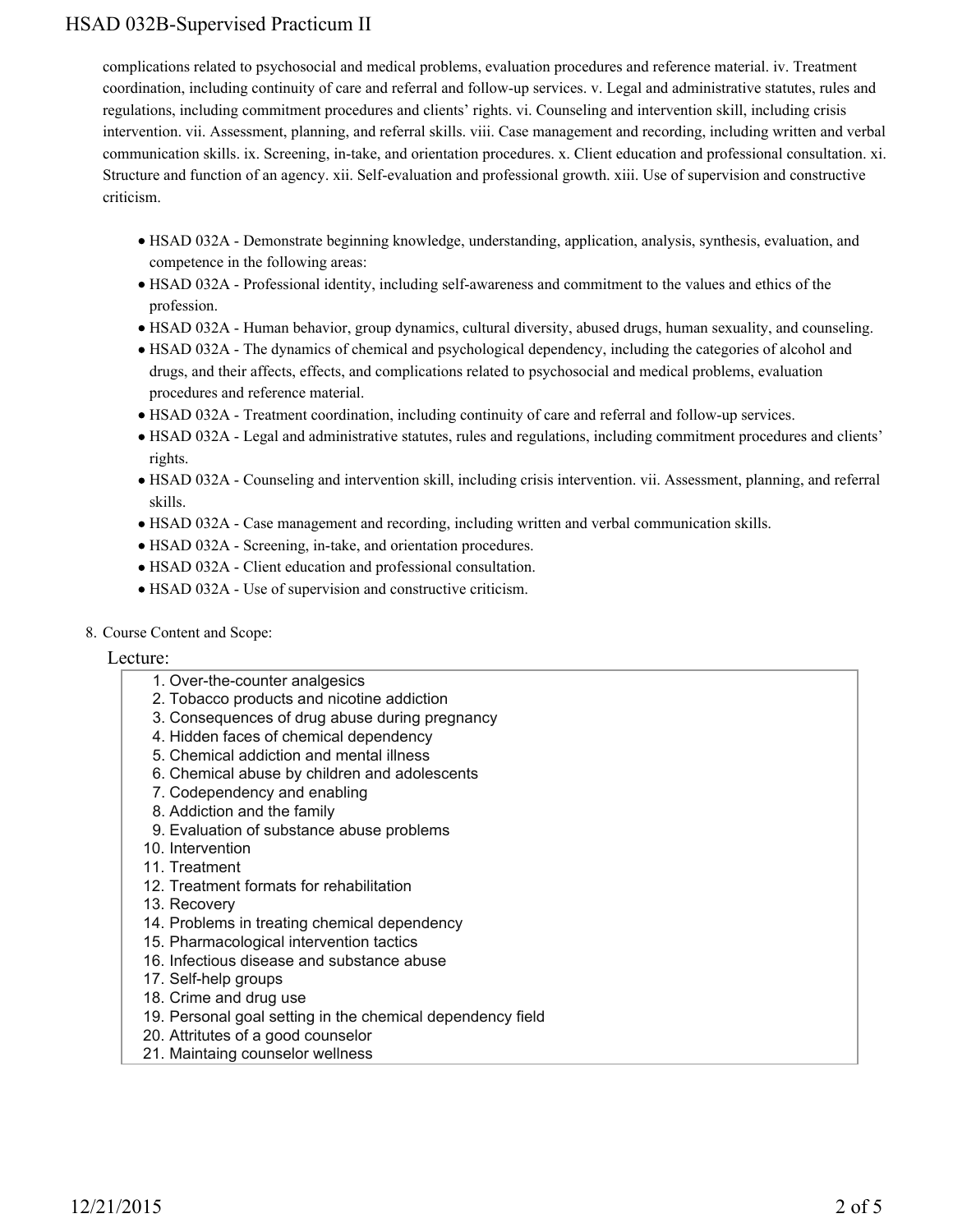complications related to psychosocial and medical problems, evaluation procedures and reference material. iv. Treatment coordination, including continuity of care and referral and follow-up services. v. Legal and administrative statutes, rules and regulations, including commitment procedures and clients' rights. vi. Counseling and intervention skill, including crisis intervention. vii. Assessment, planning, and referral skills. viii. Case management and recording, including written and verbal communication skills. ix. Screening, in-take, and orientation procedures. x. Client education and professional consultation. xi. Structure and function of an agency. xii. Self-evaluation and professional growth. xiii. Use of supervision and constructive criticism.

- HSAD 032A - Demonstrate beginning knowledge, understanding, application, analysis, synthesis, evaluation, and competence in the following areas:
- HSAD 032A - Professional identity, including self-awareness and commitment to the values and ethics of the profession.
- HSAD 032A - Human behavior, group dynamics, cultural diversity, abused drugs, human sexuality, and counseling.
- HSAD 032A - The dynamics of chemical and psychological dependency, including the categories of alcohol and drugs, and their affects, effects, and complications related to psychosocial and medical problems, evaluation procedures and reference material.
- HSAD 032A - Treatment coordination, including continuity of care and referral and follow-up services.
- HSAD 032A - Legal and administrative statutes, rules and regulations, including commitment procedures and clients' rights.
- HSAD 032A - Counseling and intervention skill, including crisis intervention. vii. Assessment, planning, and referral skills.
- HSAD 032A - Case management and recording, including written and verbal communication skills.
- HSAD 032A - Screening, in-take, and orientation procedures.
- HSAD 032A - Client education and professional consultation.
- HSAD 032A - Use of supervision and constructive criticism.

8. Course Content and Scope:

Lecture:

1. Over-the-counter analgesics
2. Tobacco products and nicotine addiction
3. Consequences of drug abuse during pregnancy
4. Hidden faces of chemical dependency
5. Chemical addiction and mental illness
6. Chemical abuse by children and adolescents
7. Codependency and enabling
8. Addiction and the family
9. Evaluation of substance abuse problems
10. Intervention
11. Treatment
12. Treatment formats for rehabilitation
13. Recovery
14. Problems in treating chemical dependency
15. Pharmacological intervention tactics
16. Infectious disease and substance abuse
17. Self-help groups
18. Crime and drug use
19. Personal goal setting in the chemical dependency field
20. Attritutes of a good counselor
21. Maintaing counselor wellness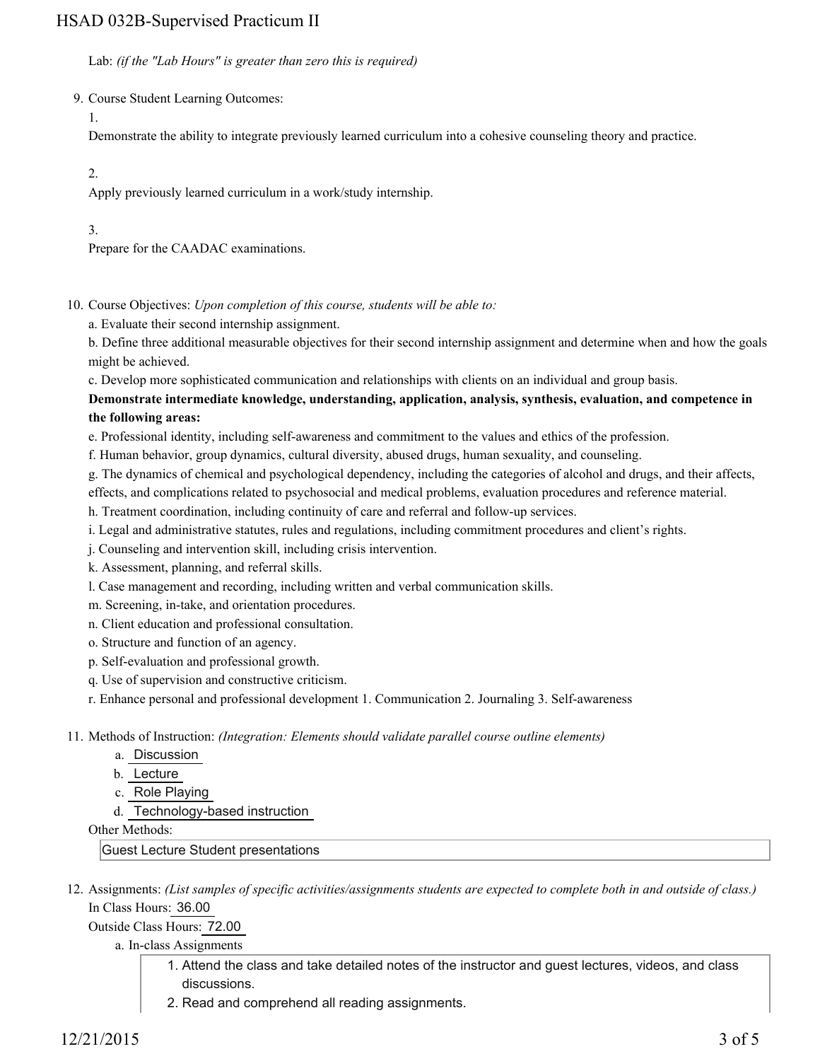Lab: *(if the "Lab Hours" is greater than zero this is required)*

9. Course Student Learning Outcomes:

   1.
   Demonstrate the ability to integrate previously learned curriculum into a cohesive counseling theory and practice.

   2.
   Apply previously learned curriculum in a work/study internship.

   3.
   Prepare for the CAADAC examinations.

10. Course Objectives: *Upon completion of this course, students will be able to:*

    a. Evaluate their second internship assignment.

    b. Define three additional measurable objectives for their second internship assignment and determine when and how the goals might be achieved.

    c. Develop more sophisticated communication and relationships with clients on an individual and group basis.

    **Demonstrate intermediate knowledge, understanding, application, analysis, synthesis, evaluation, and competence in the following areas:**

    e. Professional identity, including self-awareness and commitment to the values and ethics of the profession.

    f. Human behavior, group dynamics, cultural diversity, abused drugs, human sexuality, and counseling.

    g. The dynamics of chemical and psychological dependency, including the categories of alcohol and drugs, and their affects, effects, and complications related to psychosocial and medical problems, evaluation procedures and reference material.

    h. Treatment coordination, including continuity of care and referral and follow-up services.

    i. Legal and administrative statutes, rules and regulations, including commitment procedures and client's rights.

    j. Counseling and intervention skill, including crisis intervention.

    k. Assessment, planning, and referral skills.

    l. Case management and recording, including written and verbal communication skills.

    m. Screening, in-take, and orientation procedures.

    n. Client education and professional consultation.

    o. Structure and function of an agency.

    p. Self-evaluation and professional growth.

    q. Use of supervision and constructive criticism.

    r. Enhance personal and professional development 1. Communication 2. Journaling 3. Self-awareness

11. Methods of Instruction: *(Integration: Elements should validate parallel course outline elements)*

    a. Discussion
    b. Lecture
    c. Role Playing
    d. Technology-based instruction

    Other Methods:

    Guest Lecture Student presentations

12. Assignments: *(List samples of specific activities/assignments students are expected to complete both in and outside of class.)*

    In Class Hours: 36.00

    Outside Class Hours: 72.00

    a. In-class Assignments

       1. Attend the class and take detailed notes of the instructor and guest lectures, videos, and class discussions.
       2. Read and comprehend all reading assignments.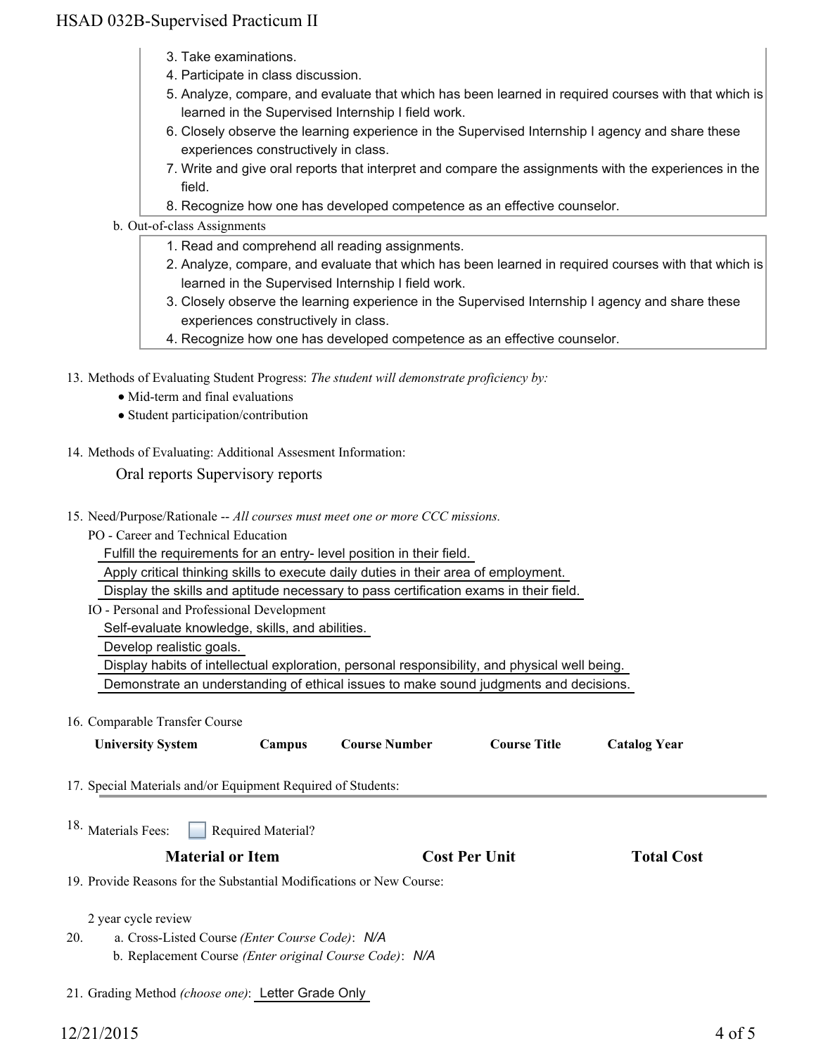3. Take examinations.
4. Participate in class discussion.
5. Analyze, compare, and evaluate that which has been learned in required courses with that which is learned in the Supervised Internship I field work.
6. Closely observe the learning experience in the Supervised Internship I agency and share these experiences constructively in class.
7. Write and give oral reports that interpret and compare the assignments with the experiences in the field.
8. Recognize how one has developed competence as an effective counselor.

b. Out-of-class Assignments

1. Read and comprehend all reading assignments.
2. Analyze, compare, and evaluate that which has been learned in required courses with that which is learned in the Supervised Internship I field work.
3. Closely observe the learning experience in the Supervised Internship I agency and share these experiences constructively in class.
4. Recognize how one has developed competence as an effective counselor.

13. Methods of Evaluating Student Progress: *The student will demonstrate proficiency by:*
    - Mid-term and final evaluations
    - Student participation/contribution

14. Methods of Evaluating: Additional Assesment Information:

    Oral reports Supervisory reports

15. Need/Purpose/Rationale -- *All courses must meet one or more CCC missions.*

    PO - Career and Technical Education

    Fulfill the requirements for an entry- level position in their field.

    Apply critical thinking skills to execute daily duties in their area of employment.

    Display the skills and aptitude necessary to pass certification exams in their field.

    IO - Personal and Professional Development

    Self-evaluate knowledge, skills, and abilities.

    Develop realistic goals.

    Display habits of intellectual exploration, personal responsibility, and physical well being.

    Demonstrate an understanding of ethical issues to make sound judgments and decisions.

16. Comparable Transfer Course

| University System | Campus | Course Number | Course Title | Catalog Year |
|---|---|---|---|---|

17. Special Materials and/or Equipment Required of Students:

18. Materials Fees: ☐ Required Material?

| Material or Item | Cost Per Unit | Total Cost |
|---|---|---|

19. Provide Reasons for the Substantial Modifications or New Course:

    2 year cycle review

20. a. Cross-Listed Course *(Enter Course Code)*: *N/A*
    b. Replacement Course *(Enter original Course Code)*: *N/A*

21. Grading Method *(choose one)*: Letter Grade Only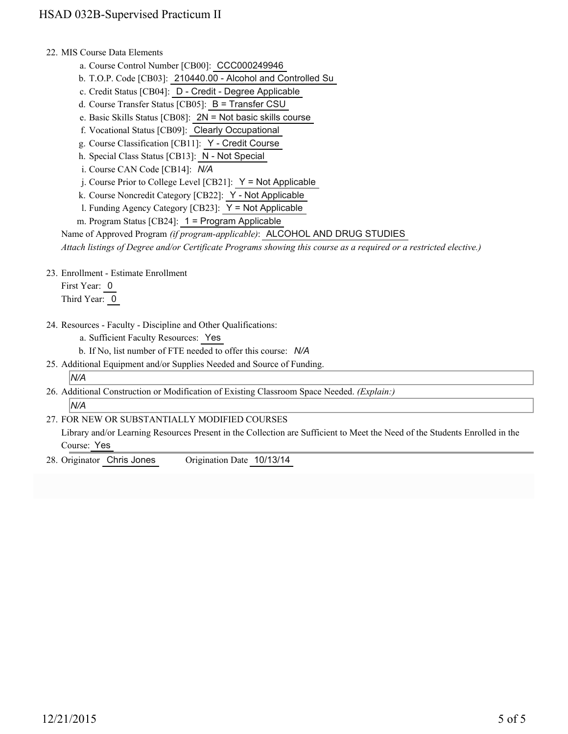22. MIS Course Data Elements
    a. Course Control Number [CB00]: CCC000249946
    b. T.O.P. Code [CB03]: 210440.00 - Alcohol and Controlled Su
    c. Credit Status [CB04]: D - Credit - Degree Applicable
    d. Course Transfer Status [CB05]: B = Transfer CSU
    e. Basic Skills Status [CB08]: 2N = Not basic skills course
    f. Vocational Status [CB09]: Clearly Occupational
    g. Course Classification [CB11]: Y - Credit Course
    h. Special Class Status [CB13]: N - Not Special
    i. Course CAN Code [CB14]: *N/A*
    j. Course Prior to College Level [CB21]: Y = Not Applicable
    k. Course Noncredit Category [CB22]: Y - Not Applicable
    l. Funding Agency Category [CB23]: Y = Not Applicable
    m. Program Status [CB24]: 1 = Program Applicable

    Name of Approved Program *(if program-applicable)*: ALCOHOL AND DRUG STUDIES

    *Attach listings of Degree and/or Certificate Programs showing this course as a required or a restricted elective.)*

23. Enrollment - Estimate Enrollment

    First Year: 0

    Third Year: 0

24. Resources - Faculty - Discipline and Other Qualifications:
    a. Sufficient Faculty Resources: Yes
    b. If No, list number of FTE needed to offer this course: *N/A*

25. Additional Equipment and/or Supplies Needed and Source of Funding.

    *N/A*

26. Additional Construction or Modification of Existing Classroom Space Needed. *(Explain:)*

    *N/A*

27. FOR NEW OR SUBSTANTIALLY MODIFIED COURSES

    Library and/or Learning Resources Present in the Collection are Sufficient to Meet the Need of the Students Enrolled in the Course: Yes

28. Originator Chris Jones Origination Date 10/13/14